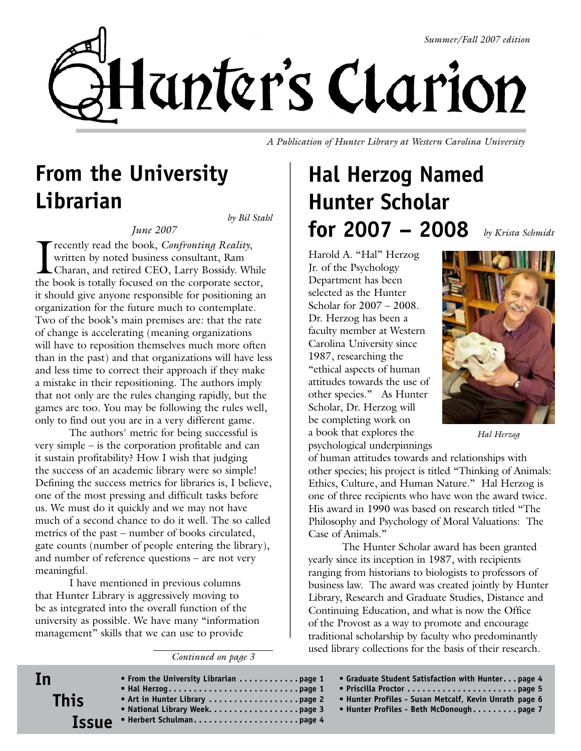*Summer/Fall 2007 edition*

# Hunter's Clarion

*A Publication of Hunter Library at Western Carolina University*

## From the University Librarian

*by Bil Stahl*

*June 2007*

I recently read the book, *Confronting Reality*, written by noted business consultant, Ram Charan, and retired CEO, Larry Bossidy. While the book is totally focused on the corporate sector, it should give anyone responsible for positioning an organization for the future much to contemplate. Two of the book's main premises are: that the rate of change is accelerating (meaning organizations will have to reposition themselves much more often than in the past) and that organizations will have less and less time to correct their approach if they make a mistake in their repositioning. The authors imply that not only are the rules changing rapidly, but the games are too. You may be following the rules well, only to find out you are in a very different game.

The authors' metric for being successful is very simple – is the corporation profitable and can it sustain profitability? How I wish that judging the success of an academic library were so simple! Defining the success metrics for libraries is, I believe, one of the most pressing and difficult tasks before us. We must do it quickly and we may not have much of a second chance to do it well. The so called metrics of the past – number of books circulated, gate counts (number of people entering the library), and number of reference questions – are not very meaningful.

I have mentioned in previous columns that Hunter Library is aggressively moving to be as integrated into the overall function of the university as possible. We have many "information management" skills that we can use to provide

*Continued on page 3*

## Hal Herzog Named Hunter Scholar for 2007 – 2008

*by Krista Schmidt*

Harold A. "Hal" Herzog Jr. of the Psychology Department has been selected as the Hunter Scholar for 2007 – 2008. Dr. Herzog has been a faculty member at Western Carolina University since 1987, researching the "ethical aspects of human attitudes towards the use of other species." As Hunter Scholar, Dr. Herzog will be completing work on a book that explores the psychological underpinnings of human attitudes towards and relationships with other species; his project is titled "Thinking of Animals: Ethics, Culture, and Human Nature." Hal Herzog is one of three recipients who have won the award twice. His award in 1990 was based on research titled "The Philosophy and Psychology of Moral Valuations: The Case of Animals."

*Hal Herzog*

The Hunter Scholar award has been granted yearly since its inception in 1987, with recipients ranging from historians to biologists to professors of business law. The award was created jointly by Hunter Library, Research and Graduate Studies, Distance and Continuing Education, and what is now the Office of the Provost as a way to promote and encourage traditional scholarship by faculty who predominantly used library collections for the basis of their research.

## In This Issue

- **From the University Librarian . . . . . . . . . . . . page 1**
- **Hal Herzog . . . . . . . . . . . . . . . . . . . . . . . . . . page 1**
- **Art in Hunter Library . . . . . . . . . . . . . . . . . . page 2**
- **National Library Week . . . . . . . . . . . . . . . . . page 3**
- **Herbert Schulman . . . . . . . . . . . . . . . . . . . . . page 4**
- **Graduate Student Satisfaction with Hunter . . . page 4**
- **Priscilla Proctor . . . . . . . . . . . . . . . . . . . . . . page 5**
- **Hunter Profiles - Susan Metcalf, Kevin Unrath page 6**
- **Hunter Profiles - Beth McDonough . . . . . . . . . page 7**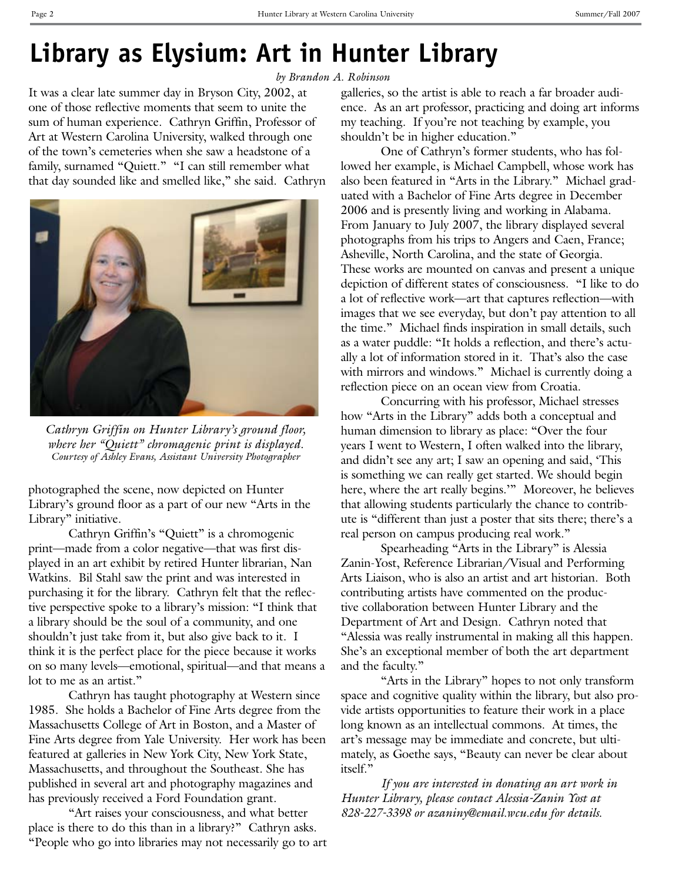# Library as Elysium: Art in Hunter Library

*by Brandon A. Robinson*

It was a clear late summer day in Bryson City, 2002, at one of those reflective moments that seem to unite the sum of human experience. Cathryn Griffin, Professor of Art at Western Carolina University, walked through one of the town's cemeteries when she saw a headstone of a family, surnamed "Quiett." "I can still remember what that day sounded like and smelled like," she said. Cathryn photographed the scene, now depicted on Hunter Library's ground floor as a part of our new "Arts in the Library" initiative.

*Cathryn Griffin on Hunter Library's ground floor, where her "Quiett" chromagenic print is displayed.*
*Courtesy of Ashley Evans, Assistant University Photographer*

Cathryn Griffin's "Quiett" is a chromogenic print—made from a color negative—that was first displayed in an art exhibit by retired Hunter librarian, Nan Watkins. Bil Stahl saw the print and was interested in purchasing it for the library. Cathryn felt that the reflective perspective spoke to a library's mission: "I think that a library should be the soul of a community, and one shouldn't just take from it, but also give back to it. I think it is the perfect place for the piece because it works on so many levels—emotional, spiritual—and that means a lot to me as an artist."

Cathryn has taught photography at Western since 1985. She holds a Bachelor of Fine Arts degree from the Massachusetts College of Art in Boston, and a Master of Fine Arts degree from Yale University. Her work has been featured at galleries in New York City, New York State, Massachusetts, and throughout the Southeast. She has published in several art and photography magazines and has previously received a Ford Foundation grant.

"Art raises your consciousness, and what better place is there to do this than in a library?" Cathryn asks. "People who go into libraries may not necessarily go to art galleries, so the artist is able to reach a far broader audience. As an art professor, practicing and doing art informs my teaching. If you're not teaching by example, you shouldn't be in higher education."

One of Cathryn's former students, who has followed her example, is Michael Campbell, whose work has also been featured in "Arts in the Library." Michael graduated with a Bachelor of Fine Arts degree in December 2006 and is presently living and working in Alabama. From January to July 2007, the library displayed several photographs from his trips to Angers and Caen, France; Asheville, North Carolina, and the state of Georgia. These works are mounted on canvas and present a unique depiction of different states of consciousness. "I like to do a lot of reflective work—art that captures reflection—with images that we see everyday, but don't pay attention to all the time." Michael finds inspiration in small details, such as a water puddle: "It holds a reflection, and there's actually a lot of information stored in it. That's also the case with mirrors and windows." Michael is currently doing a reflection piece on an ocean view from Croatia.

Concurring with his professor, Michael stresses how "Arts in the Library" adds both a conceptual and human dimension to library as place: "Over the four years I went to Western, I often walked into the library, and didn't see any art; I saw an opening and said, 'This is something we can really get started. We should begin here, where the art really begins.'" Moreover, he believes that allowing students particularly the chance to contribute is "different than just a poster that sits there; there's a real person on campus producing real work."

Spearheading "Arts in the Library" is Alessia Zanin-Yost, Reference Librarian/Visual and Performing Arts Liaison, who is also an artist and art historian. Both contributing artists have commented on the productive collaboration between Hunter Library and the Department of Art and Design. Cathryn noted that "Alessia was really instrumental in making all this happen. She's an exceptional member of both the art department and the faculty."

"Arts in the Library" hopes to not only transform space and cognitive quality within the library, but also provide artists opportunities to feature their work in a place long known as an intellectual commons. At times, the art's message may be immediate and concrete, but ultimately, as Goethe says, "Beauty can never be clear about itself."

*If you are interested in donating an art work in Hunter Library, please contact Alessia-Zanin Yost at 828-227-3398 or azaniny@email.wcu.edu for details.*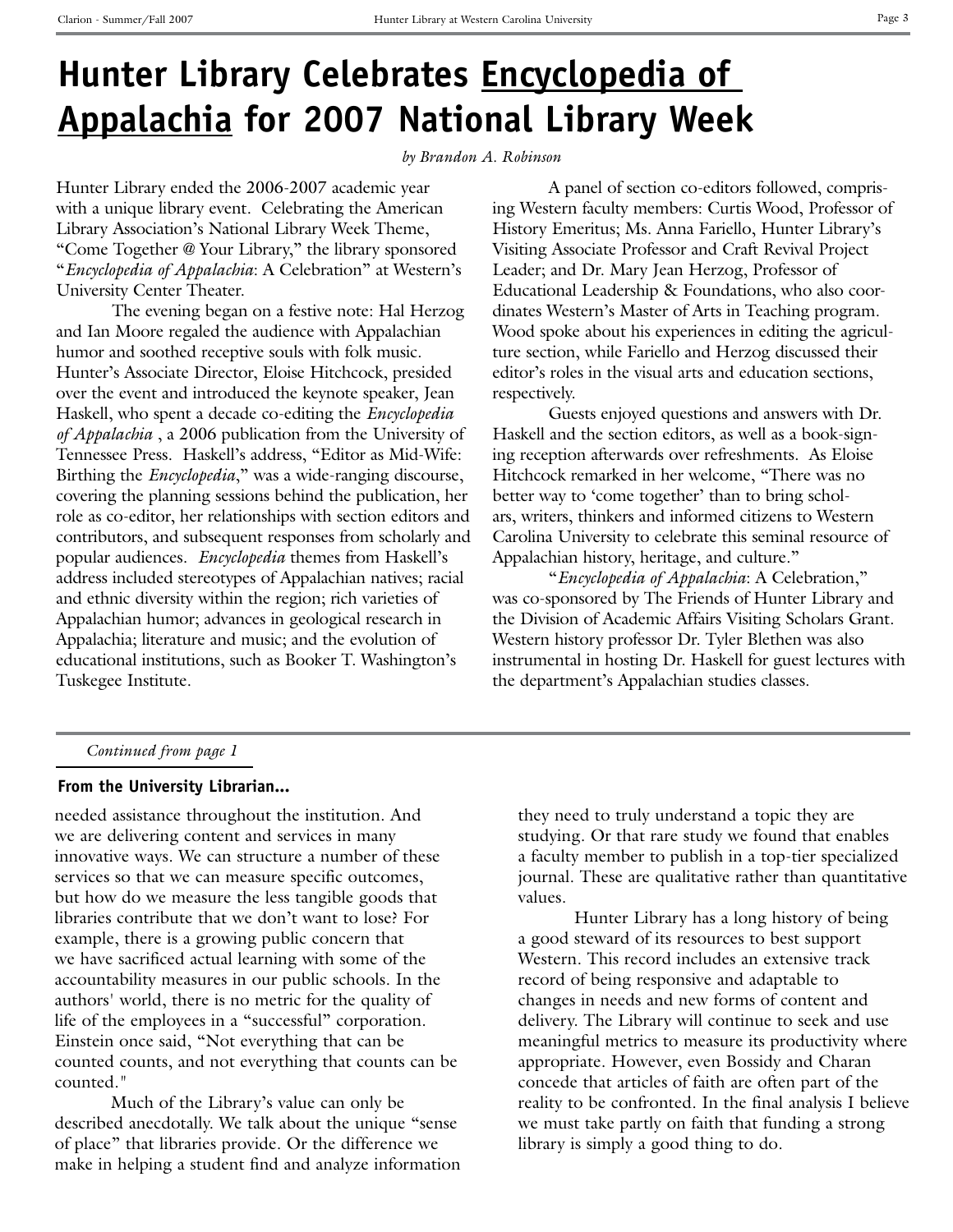# Hunter Library Celebrates Encyclopedia of Appalachia for 2007 National Library Week

*by Brandon A. Robinson*

Hunter Library ended the 2006-2007 academic year with a unique library event. Celebrating the American Library Association's National Library Week Theme, "Come Together @ Your Library," the library sponsored "*Encyclopedia of Appalachia*: A Celebration" at Western's University Center Theater.

The evening began on a festive note: Hal Herzog and Ian Moore regaled the audience with Appalachian humor and soothed receptive souls with folk music. Hunter's Associate Director, Eloise Hitchcock, presided over the event and introduced the keynote speaker, Jean Haskell, who spent a decade co-editing the *Encyclopedia of Appalachia* , a 2006 publication from the University of Tennessee Press. Haskell's address, "Editor as Mid-Wife: Birthing the *Encyclopedia*," was a wide-ranging discourse, covering the planning sessions behind the publication, her role as co-editor, her relationships with section editors and contributors, and subsequent responses from scholarly and popular audiences. *Encyclopedia* themes from Haskell's address included stereotypes of Appalachian natives; racial and ethnic diversity within the region; rich varieties of Appalachian humor; advances in geological research in Appalachia; literature and music; and the evolution of educational institutions, such as Booker T. Washington's Tuskegee Institute.

A panel of section co-editors followed, comprising Western faculty members: Curtis Wood, Professor of History Emeritus; Ms. Anna Fariello, Hunter Library's Visiting Associate Professor and Craft Revival Project Leader; and Dr. Mary Jean Herzog, Professor of Educational Leadership & Foundations, who also coordinates Western's Master of Arts in Teaching program. Wood spoke about his experiences in editing the agriculture section, while Fariello and Herzog discussed their editor's roles in the visual arts and education sections, respectively.

Guests enjoyed questions and answers with Dr. Haskell and the section editors, as well as a book-signing reception afterwards over refreshments. As Eloise Hitchcock remarked in her welcome, "There was no better way to 'come together' than to bring scholars, writers, thinkers and informed citizens to Western Carolina University to celebrate this seminal resource of Appalachian history, heritage, and culture."

"*Encyclopedia of Appalachia*: A Celebration," was co-sponsored by The Friends of Hunter Library and the Division of Academic Affairs Visiting Scholars Grant. Western history professor Dr. Tyler Blethen was also instrumental in hosting Dr. Haskell for guest lectures with the department's Appalachian studies classes.

---

*Continued from page 1*

### From the University Librarian...

needed assistance throughout the institution. And we are delivering content and services in many innovative ways. We can structure a number of these services so that we can measure specific outcomes, but how do we measure the less tangible goods that libraries contribute that we don't want to lose? For example, there is a growing public concern that we have sacrificed actual learning with some of the accountability measures in our public schools. In the authors' world, there is no metric for the quality of life of the employees in a "successful" corporation. Einstein once said, "Not everything that can be counted counts, and not everything that counts can be counted."

Much of the Library's value can only be described anecdotally. We talk about the unique "sense of place" that libraries provide. Or the difference we make in helping a student find and analyze information they need to truly understand a topic they are studying. Or that rare study we found that enables a faculty member to publish in a top-tier specialized journal. These are qualitative rather than quantitative values.

Hunter Library has a long history of being a good steward of its resources to best support Western. This record includes an extensive track record of being responsive and adaptable to changes in needs and new forms of content and delivery. The Library will continue to seek and use meaningful metrics to measure its productivity where appropriate. However, even Bossidy and Charan concede that articles of faith are often part of the reality to be confronted. In the final analysis I believe we must take partly on faith that funding a strong library is simply a good thing to do.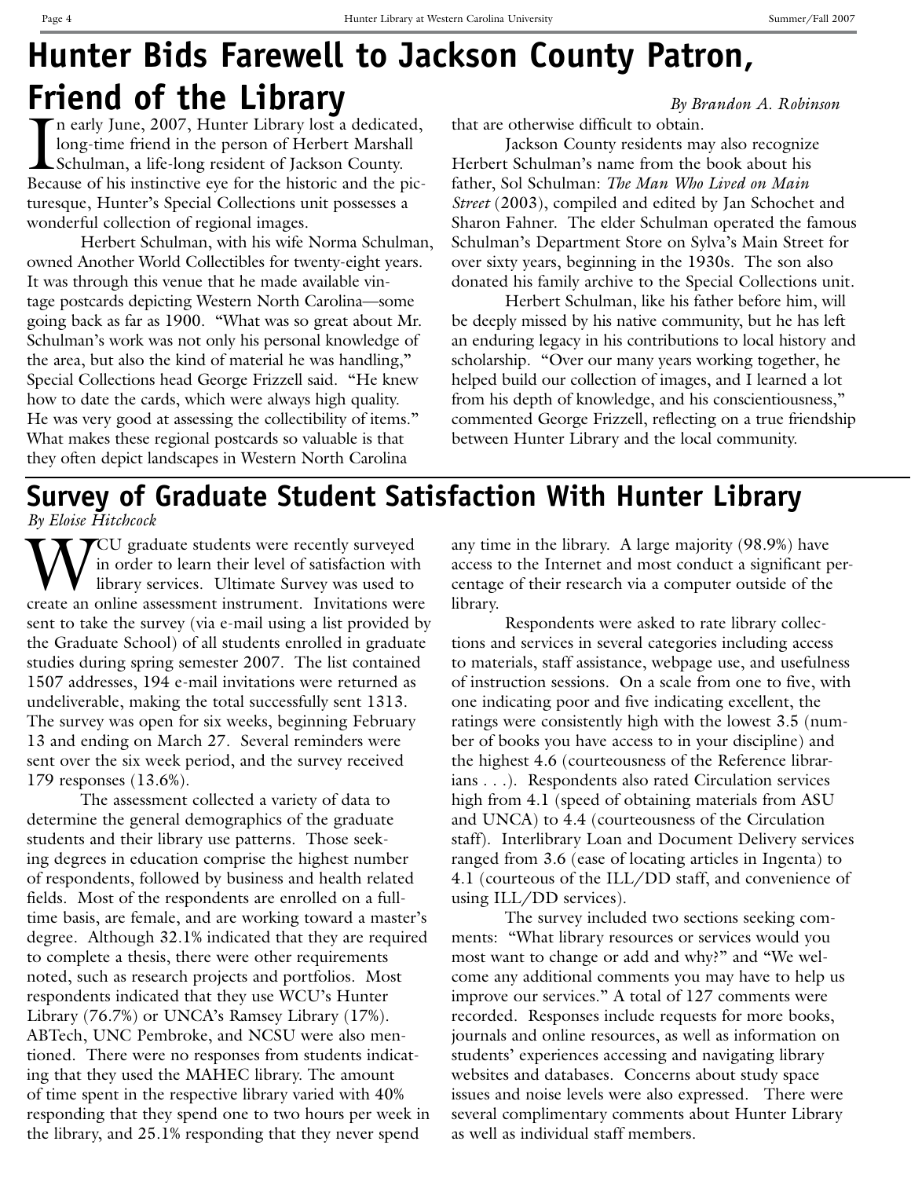# Hunter Bids Farewell to Jackson County Patron, Friend of the Library

*By Brandon A. Robinson*

In early June, 2007, Hunter Library lost a dedicated, long-time friend in the person of Herbert Marshall Schulman, a life-long resident of Jackson County. Because of his instinctive eye for the historic and the picturesque, Hunter's Special Collections unit possesses a wonderful collection of regional images.

Herbert Schulman, with his wife Norma Schulman, owned Another World Collectibles for twenty-eight years. It was through this venue that he made available vintage postcards depicting Western North Carolina—some going back as far as 1900. "What was so great about Mr. Schulman's work was not only his personal knowledge of the area, but also the kind of material he was handling," Special Collections head George Frizzell said. "He knew how to date the cards, which were always high quality. He was very good at assessing the collectibility of items." What makes these regional postcards so valuable is that they often depict landscapes in Western North Carolina that are otherwise difficult to obtain.

Jackson County residents may also recognize Herbert Schulman's name from the book about his father, Sol Schulman: *The Man Who Lived on Main Street* (2003), compiled and edited by Jan Schochet and Sharon Fahner. The elder Schulman operated the famous Schulman's Department Store on Sylva's Main Street for over sixty years, beginning in the 1930s. The son also donated his family archive to the Special Collections unit.

Herbert Schulman, like his father before him, will be deeply missed by his native community, but he has left an enduring legacy in his contributions to local history and scholarship. "Over our many years working together, he helped build our collection of images, and I learned a lot from his depth of knowledge, and his conscientiousness," commented George Frizzell, reflecting on a true friendship between Hunter Library and the local community.

# Survey of Graduate Student Satisfaction With Hunter Library

*By Eloise Hitchcock*

WCU graduate students were recently surveyed in order to learn their level of satisfaction with library services. Ultimate Survey was used to create an online assessment instrument. Invitations were sent to take the survey (via e-mail using a list provided by the Graduate School) of all students enrolled in graduate studies during spring semester 2007. The list contained 1507 addresses, 194 e-mail invitations were returned as undeliverable, making the total successfully sent 1313. The survey was open for six weeks, beginning February 13 and ending on March 27. Several reminders were sent over the six week period, and the survey received 179 responses (13.6%).

The assessment collected a variety of data to determine the general demographics of the graduate students and their library use patterns. Those seeking degrees in education comprise the highest number of respondents, followed by business and health related fields. Most of the respondents are enrolled on a full-time basis, are female, and are working toward a master's degree. Although 32.1% indicated that they are required to complete a thesis, there were other requirements noted, such as research projects and portfolios. Most respondents indicated that they use WCU's Hunter Library (76.7%) or UNCA's Ramsey Library (17%). ABTech, UNC Pembroke, and NCSU were also mentioned. There were no responses from students indicating that they used the MAHEC library. The amount of time spent in the respective library varied with 40% responding that they spend one to two hours per week in the library, and 25.1% responding that they never spend any time in the library. A large majority (98.9%) have access to the Internet and most conduct a significant percentage of their research via a computer outside of the library.

Respondents were asked to rate library collections and services in several categories including access to materials, staff assistance, webpage use, and usefulness of instruction sessions. On a scale from one to five, with one indicating poor and five indicating excellent, the ratings were consistently high with the lowest 3.5 (number of books you have access to in your discipline) and the highest 4.6 (courteousness of the Reference librarians . . .). Respondents also rated Circulation services high from 4.1 (speed of obtaining materials from ASU and UNCA) to 4.4 (courteousness of the Circulation staff). Interlibrary Loan and Document Delivery services ranged from 3.6 (ease of locating articles in Ingenta) to 4.1 (courteous of the ILL/DD staff, and convenience of using ILL/DD services).

The survey included two sections seeking comments: "What library resources or services would you most want to change or add and why?" and "We welcome any additional comments you may have to help us improve our services." A total of 127 comments were recorded. Responses include requests for more books, journals and online resources, as well as information on students' experiences accessing and navigating library websites and databases. Concerns about study space issues and noise levels were also expressed. There were several complimentary comments about Hunter Library as well as individual staff members.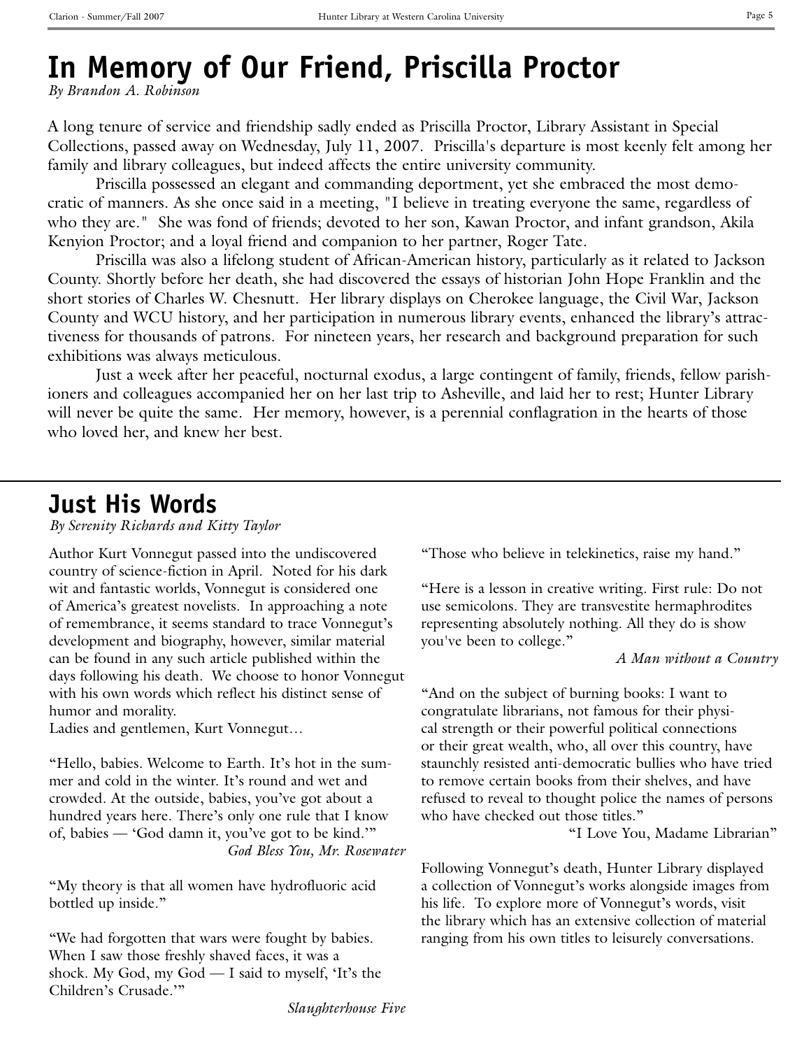# In Memory of Our Friend, Priscilla Proctor

*By Brandon A. Robinson*

A long tenure of service and friendship sadly ended as Priscilla Proctor, Library Assistant in Special Collections, passed away on Wednesday, July 11, 2007. Priscilla's departure is most keenly felt among her family and library colleagues, but indeed affects the entire university community.

Priscilla possessed an elegant and commanding deportment, yet she embraced the most democratic of manners. As she once said in a meeting, "I believe in treating everyone the same, regardless of who they are." She was fond of friends; devoted to her son, Kawan Proctor, and infant grandson, Akila Kenyion Proctor; and a loyal friend and companion to her partner, Roger Tate.

Priscilla was also a lifelong student of African-American history, particularly as it related to Jackson County. Shortly before her death, she had discovered the essays of historian John Hope Franklin and the short stories of Charles W. Chesnutt. Her library displays on Cherokee language, the Civil War, Jackson County and WCU history, and her participation in numerous library events, enhanced the library's attractiveness for thousands of patrons. For nineteen years, her research and background preparation for such exhibitions was always meticulous.

Just a week after her peaceful, nocturnal exodus, a large contingent of family, friends, fellow parishioners and colleagues accompanied her on her last trip to Asheville, and laid her to rest; Hunter Library will never be quite the same. Her memory, however, is a perennial conflagration in the hearts of those who loved her, and knew her best.

---

# Just His Words

*By Serenity Richards and Kitty Taylor*

Author Kurt Vonnegut passed into the undiscovered country of science-fiction in April. Noted for his dark wit and fantastic worlds, Vonnegut is considered one of America's greatest novelists. In approaching a note of remembrance, it seems standard to trace Vonnegut's development and biography, however, similar material can be found in any such article published within the days following his death. We choose to honor Vonnegut with his own words which reflect his distinct sense of humor and morality.

Ladies and gentlemen, Kurt Vonnegut…

"Hello, babies. Welcome to Earth. It's hot in the summer and cold in the winter. It's round and wet and crowded. At the outside, babies, you've got about a hundred years here. There's only one rule that I know of, babies — 'God damn it, you've got to be kind.'"

*God Bless You, Mr. Rosewater*

"My theory is that all women have hydrofluoric acid bottled up inside."

"We had forgotten that wars were fought by babies. When I saw those freshly shaved faces, it was a shock. My God, my God — I said to myself, 'It's the Children's Crusade.'"

*Slaughterhouse Five*

"Those who believe in telekinetics, raise my hand."

"Here is a lesson in creative writing. First rule: Do not use semicolons. They are transvestite hermaphrodites representing absolutely nothing. All they do is show you've been to college."

*A Man without a Country*

"And on the subject of burning books: I want to congratulate librarians, not famous for their physical strength or their powerful political connections or their great wealth, who, all over this country, have staunchly resisted anti-democratic bullies who have tried to remove certain books from their shelves, and have refused to reveal to thought police the names of persons who have checked out those titles."

"I Love You, Madame Librarian"

Following Vonnegut's death, Hunter Library displayed a collection of Vonnegut's works alongside images from his life. To explore more of Vonnegut's words, visit the library which has an extensive collection of material ranging from his own titles to leisurely conversations.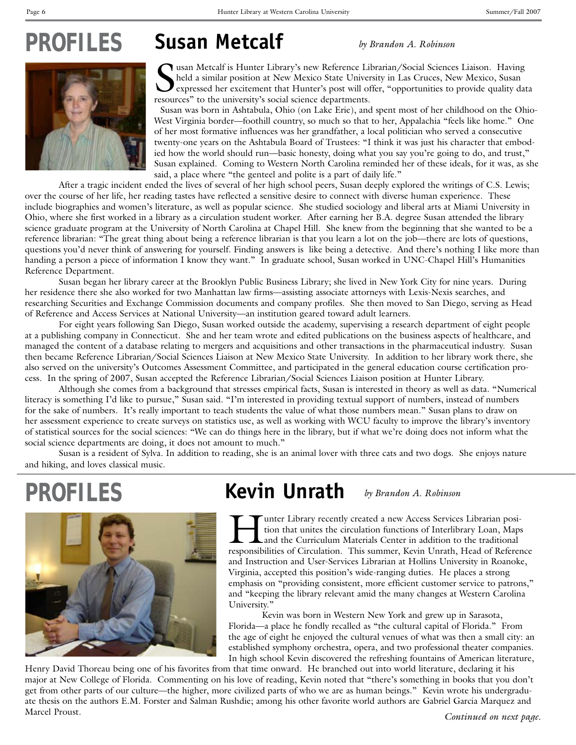# PROFILES

## Susan Metcalf

*by Brandon A. Robinson*

Susan Metcalf is Hunter Library's new Reference Librarian/Social Sciences Liaison. Having held a similar position at New Mexico State University in Las Cruces, New Mexico, Susan expressed her excitement that Hunter's post will offer, "opportunities to provide quality data resources" to the university's social science departments.

Susan was born in Ashtabula, Ohio (on Lake Erie), and spent most of her childhood on the Ohio-West Virginia border—foothill country, so much so that to her, Appalachia "feels like home." One of her most formative influences was her grandfather, a local politician who served a consecutive twenty-one years on the Ashtabula Board of Trustees: "I think it was just his character that embodied how the world should run—basic honesty, doing what you say you're going to do, and trust," Susan explained. Coming to Western North Carolina reminded her of these ideals, for it was, as she said, a place where "the genteel and polite is a part of daily life."

After a tragic incident ended the lives of several of her high school peers, Susan deeply explored the writings of C.S. Lewis; over the course of her life, her reading tastes have reflected a sensitive desire to connect with diverse human experience. These include biographies and women's literature, as well as popular science. She studied sociology and liberal arts at Miami University in Ohio, where she first worked in a library as a circulation student worker. After earning her B.A. degree Susan attended the library science graduate program at the University of North Carolina at Chapel Hill. She knew from the beginning that she wanted to be a reference librarian: "The great thing about being a reference librarian is that you learn a lot on the job—there are lots of questions, questions you'd never think of answering for yourself. Finding answers is like being a detective. And there's nothing I like more than handing a person a piece of information I know they want." In graduate school, Susan worked in UNC-Chapel Hill's Humanities Reference Department.

Susan began her library career at the Brooklyn Public Business Library; she lived in New York City for nine years. During her residence there she also worked for two Manhattan law firms—assisting associate attorneys with Lexis-Nexis searches, and researching Securities and Exchange Commission documents and company profiles. She then moved to San Diego, serving as Head of Reference and Access Services at National University—an institution geared toward adult learners.

For eight years following San Diego, Susan worked outside the academy, supervising a research department of eight people at a publishing company in Connecticut. She and her team wrote and edited publications on the business aspects of healthcare, and managed the content of a database relating to mergers and acquisitions and other transactions in the pharmaceutical industry. Susan then became Reference Librarian/Social Sciences Liaison at New Mexico State University. In addition to her library work there, she also served on the university's Outcomes Assessment Committee, and participated in the general education course certification process. In the spring of 2007, Susan accepted the Reference Librarian/Social Sciences Liaison position at Hunter Library.

Although she comes from a background that stresses empirical facts, Susan is interested in theory as well as data. "Numerical literacy is something I'd like to pursue," Susan said. "I'm interested in providing textual support of numbers, instead of numbers for the sake of numbers. It's really important to teach students the value of what those numbers mean." Susan plans to draw on her assessment experience to create surveys on statistics use, as well as working with WCU faculty to improve the library's inventory of statistical sources for the social sciences: "We can do things here in the library, but if what we're doing does not inform what the social science departments are doing, it does not amount to much."

Susan is a resident of Sylva. In addition to reading, she is an animal lover with three cats and two dogs. She enjoys nature and hiking, and loves classical music.

# PROFILES

## Kevin Unrath

*by Brandon A. Robinson*

Hunter Library recently created a new Access Services Librarian position that unites the circulation functions of Interlibrary Loan, Maps and the Curriculum Materials Center in addition to the traditional responsibilities of Circulation. This summer, Kevin Unrath, Head of Reference and Instruction and User-Services Librarian at Hollins University in Roanoke, Virginia, accepted this position's wide-ranging duties. He places a strong emphasis on "providing consistent, more efficient customer service to patrons," and "keeping the library relevant amid the many changes at Western Carolina University."

Kevin was born in Western New York and grew up in Sarasota, Florida—a place he fondly recalled as "the cultural capital of Florida." From the age of eight he enjoyed the cultural venues of what was then a small city: an established symphony orchestra, opera, and two professional theater companies. In high school Kevin discovered the refreshing fountains of American literature, Henry David Thoreau being one of his favorites from that time onward. He branched out into world literature, declaring it his major at New College of Florida. Commenting on his love of reading, Kevin noted that "there's something in books that you don't get from other parts of our culture—the higher, more civilized parts of who we are as human beings." Kevin wrote his undergraduate thesis on the authors E.M. Forster and Salman Rushdie; among his other favorite world authors are Gabriel Garcia Marquez and Marcel Proust.

*Continued on next page.*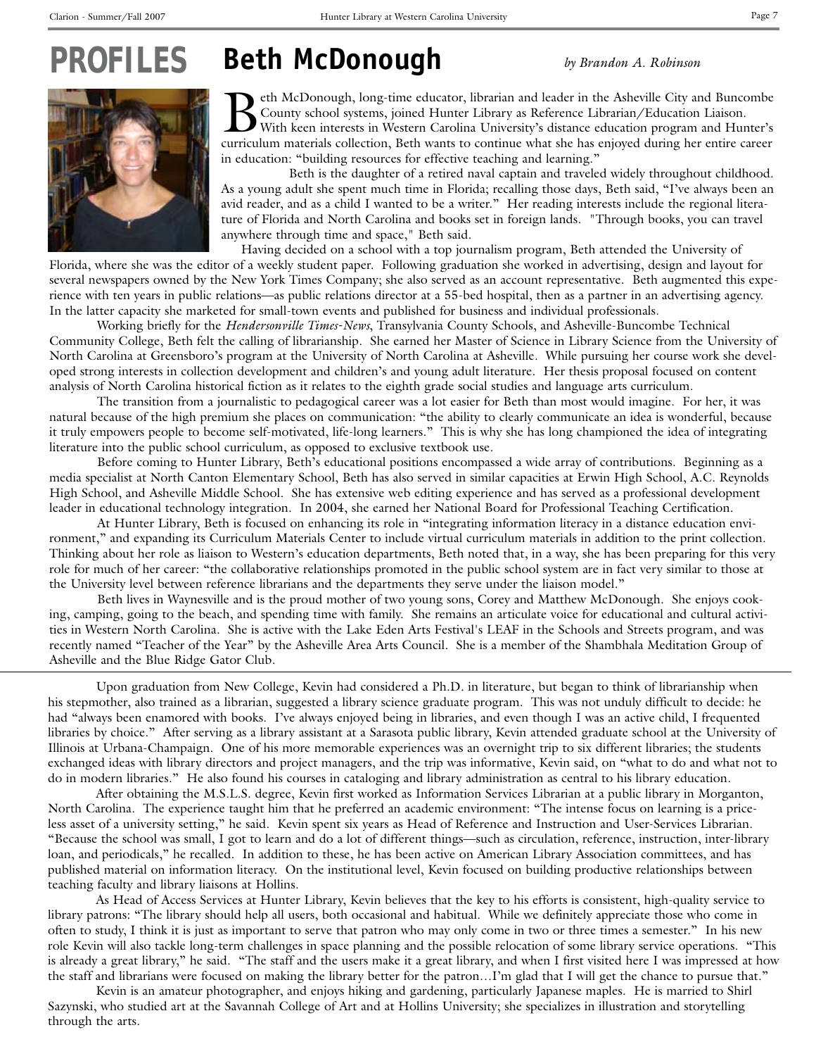# PROFILES

## Beth McDonough

*by Brandon A. Robinson*

Beth McDonough, long-time educator, librarian and leader in the Asheville City and Buncombe County school systems, joined Hunter Library as Reference Librarian/Education Liaison. With keen interests in Western Carolina University's distance education program and Hunter's curriculum materials collection, Beth wants to continue what she has enjoyed during her entire career in education: "building resources for effective teaching and learning."

Beth is the daughter of a retired naval captain and traveled widely throughout childhood. As a young adult she spent much time in Florida; recalling those days, Beth said, "I've always been an avid reader, and as a child I wanted to be a writer." Her reading interests include the regional literature of Florida and North Carolina and books set in foreign lands. "Through books, you can travel anywhere through time and space," Beth said.

Having decided on a school with a top journalism program, Beth attended the University of Florida, where she was the editor of a weekly student paper. Following graduation she worked in advertising, design and layout for several newspapers owned by the New York Times Company; she also served as an account representative. Beth augmented this experience with ten years in public relations—as public relations director at a 55-bed hospital, then as a partner in an advertising agency. In the latter capacity she marketed for small-town events and published for business and individual professionals.

Working briefly for the *Hendersonville Times-News*, Transylvania County Schools, and Asheville-Buncombe Technical Community College, Beth felt the calling of librarianship. She earned her Master of Science in Library Science from the University of North Carolina at Greensboro's program at the University of North Carolina at Asheville. While pursuing her course work she developed strong interests in collection development and children's and young adult literature. Her thesis proposal focused on content analysis of North Carolina historical fiction as it relates to the eighth grade social studies and language arts curriculum.

The transition from a journalistic to pedagogical career was a lot easier for Beth than most would imagine. For her, it was natural because of the high premium she places on communication: "the ability to clearly communicate an idea is wonderful, because it truly empowers people to become self-motivated, life-long learners." This is why she has long championed the idea of integrating literature into the public school curriculum, as opposed to exclusive textbook use.

Before coming to Hunter Library, Beth's educational positions encompassed a wide array of contributions. Beginning as a media specialist at North Canton Elementary School, Beth has also served in similar capacities at Erwin High School, A.C. Reynolds High School, and Asheville Middle School. She has extensive web editing experience and has served as a professional development leader in educational technology integration. In 2004, she earned her National Board for Professional Teaching Certification.

At Hunter Library, Beth is focused on enhancing its role in "integrating information literacy in a distance education environment," and expanding its Curriculum Materials Center to include virtual curriculum materials in addition to the print collection. Thinking about her role as liaison to Western's education departments, Beth noted that, in a way, she has been preparing for this very role for much of her career: "the collaborative relationships promoted in the public school system are in fact very similar to those at the University level between reference librarians and the departments they serve under the liaison model."

Beth lives in Waynesville and is the proud mother of two young sons, Corey and Matthew McDonough. She enjoys cooking, camping, going to the beach, and spending time with family. She remains an articulate voice for educational and cultural activities in Western North Carolina. She is active with the Lake Eden Arts Festival's LEAF in the Schools and Streets program, and was recently named "Teacher of the Year" by the Asheville Area Arts Council. She is a member of the Shambhala Meditation Group of Asheville and the Blue Ridge Gator Club.

---

Upon graduation from New College, Kevin had considered a Ph.D. in literature, but began to think of librarianship when his stepmother, also trained as a librarian, suggested a library science graduate program. This was not unduly difficult to decide: he had "always been enamored with books. I've always enjoyed being in libraries, and even though I was an active child, I frequented libraries by choice." After serving as a library assistant at a Sarasota public library, Kevin attended graduate school at the University of Illinois at Urbana-Champaign. One of his more memorable experiences was an overnight trip to six different libraries; the students exchanged ideas with library directors and project managers, and the trip was informative, Kevin said, on "what to do and what not to do in modern libraries." He also found his courses in cataloging and library administration as central to his library education.

After obtaining the M.S.L.S. degree, Kevin first worked as Information Services Librarian at a public library in Morganton, North Carolina. The experience taught him that he preferred an academic environment: "The intense focus on learning is a priceless asset of a university setting," he said. Kevin spent six years as Head of Reference and Instruction and User-Services Librarian. "Because the school was small, I got to learn and do a lot of different things—such as circulation, reference, instruction, inter-library loan, and periodicals," he recalled. In addition to these, he has been active on American Library Association committees, and has published material on information literacy. On the institutional level, Kevin focused on building productive relationships between teaching faculty and library liaisons at Hollins.

As Head of Access Services at Hunter Library, Kevin believes that the key to his efforts is consistent, high-quality service to library patrons: "The library should help all users, both occasional and habitual. While we definitely appreciate those who come in often to study, I think it is just as important to serve that patron who may only come in two or three times a semester." In his new role Kevin will also tackle long-term challenges in space planning and the possible relocation of some library service operations. "This is already a great library," he said. "The staff and the users make it a great library, and when I first visited here I was impressed at how the staff and librarians were focused on making the library better for the patron…I'm glad that I will get the chance to pursue that."

Kevin is an amateur photographer, and enjoys hiking and gardening, particularly Japanese maples. He is married to Shirl Sazynski, who studied art at the Savannah College of Art and at Hollins University; she specializes in illustration and storytelling through the arts.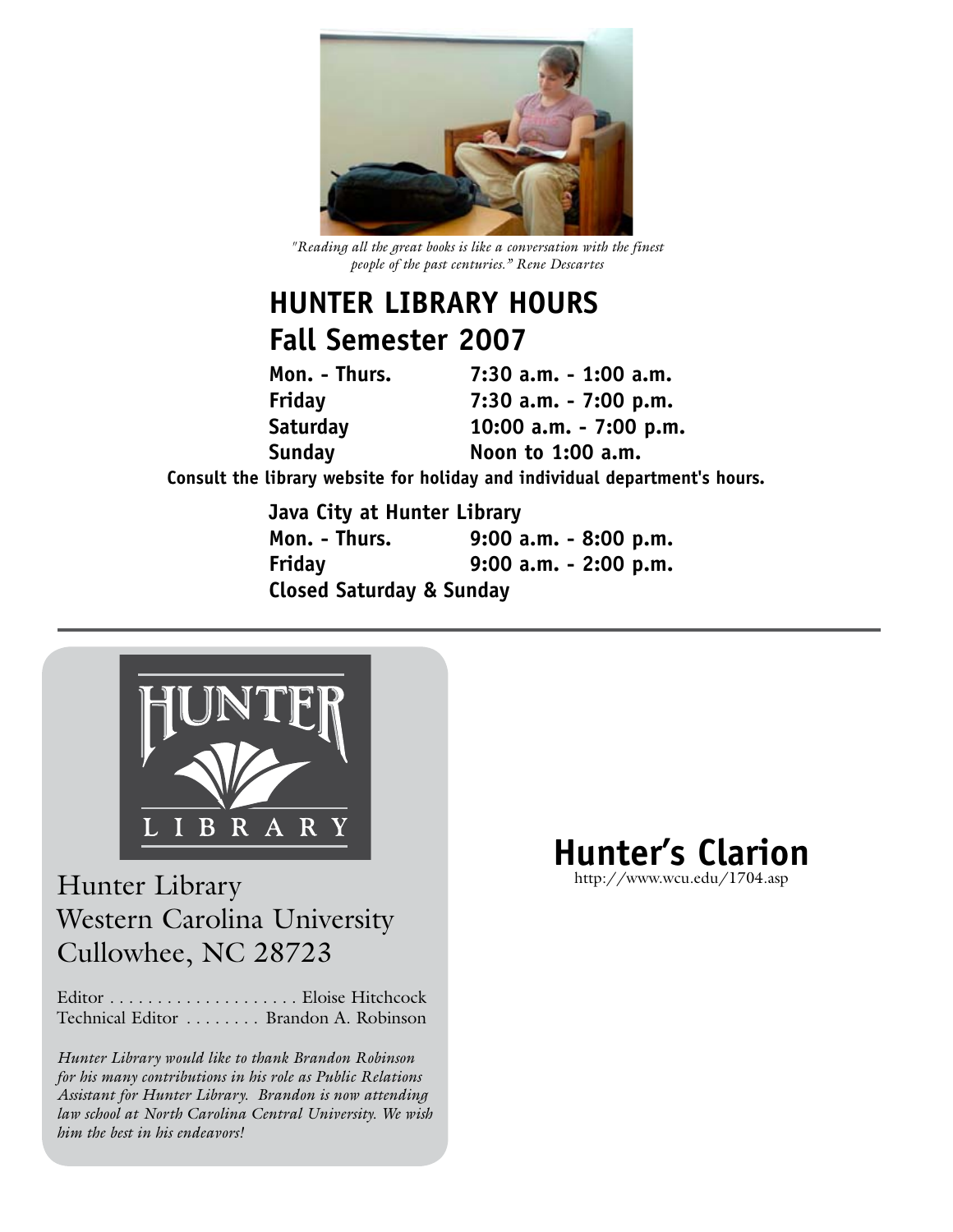*"Reading all the great books is like a conversation with the finest people of the past centuries." Rene Descartes*

## HUNTER LIBRARY HOURS
## Fall Semester 2007

| | |
|---|---|
| **Mon. - Thurs.** | **7:30 a.m. - 1:00 a.m.** |
| **Friday** | **7:30 a.m. - 7:00 p.m.** |
| **Saturday** | **10:00 a.m. - 7:00 p.m.** |
| **Sunday** | **Noon to 1:00 a.m.** |

**Consult the library website for holiday and individual department's hours.**

**Java City at Hunter Library**

| | |
|---|---|
| **Mon. - Thurs.** | **9:00 a.m. - 8:00 p.m.** |
| **Friday** | **9:00 a.m. - 2:00 p.m.** |

**Closed Saturday & Sunday**

---

HUNTER LIBRARY

Hunter Library
Western Carolina University
Cullowhee, NC 28723

Editor . . . . . . . . . . . . . . . . . . . . Eloise Hitchcock
Technical Editor . . . . . . . . Brandon A. Robinson

*Hunter Library would like to thank Brandon Robinson for his many contributions in his role as Public Relations Assistant for Hunter Library. Brandon is now attending law school at North Carolina Central University. We wish him the best in his endeavors!*

# Hunter's Clarion

http://www.wcu.edu/1704.asp